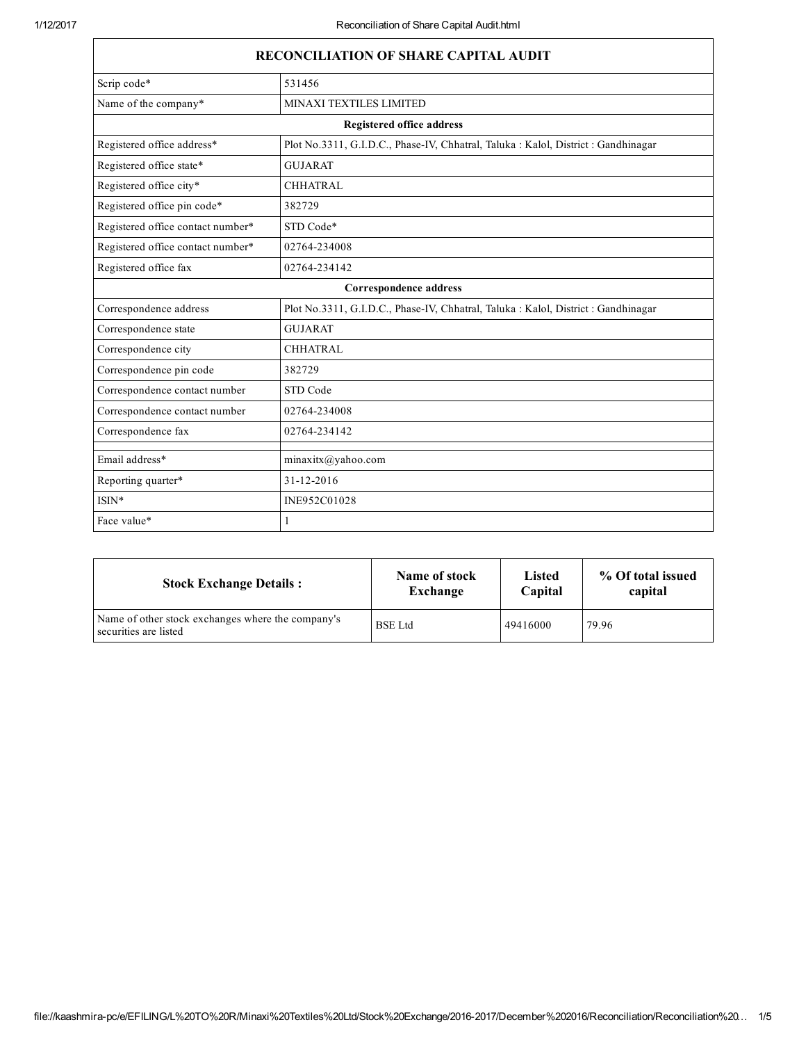| RECONCILIATION OF SHARE CAPITAL AUDIT | |
|---|---|
| Scrip code* | 531456 |
| Name of the company* | MINAXI TEXTILES LIMITED |
| **Registered office address** | |
| Registered office address* | Plot No.3311, G.I.D.C., Phase-IV, Chhatral, Taluka : Kalol, District : Gandhinagar |
| Registered office state* | GUJARAT |
| Registered office city* | CHHATRAL |
| Registered office pin code* | 382729 |
| Registered office contact number* | STD Code* |
| Registered office contact number* | 02764-234008 |
| Registered office fax | 02764-234142 |
| **Correspondence address** | |
| Correspondence address | Plot No.3311, G.I.D.C., Phase-IV, Chhatral, Taluka : Kalol, District : Gandhinagar |
| Correspondence state | GUJARAT |
| Correspondence city | CHHATRAL |
| Correspondence pin code | 382729 |
| Correspondence contact number | STD Code |
| Correspondence contact number | 02764-234008 |
| Correspondence fax | 02764-234142 |
| | |
| Email address* | minaxitx@yahoo.com |
| Reporting quarter* | 31-12-2016 |
| ISIN* | INE952C01028 |
| Face value* | 1 |

| Stock Exchange Details : | Name of stock Exchange | Listed Capital | % Of total issued capital |
|---|---|---|---|
| Name of other stock exchanges where the company's securities are listed | BSE Ltd | 49416000 | 79.96 |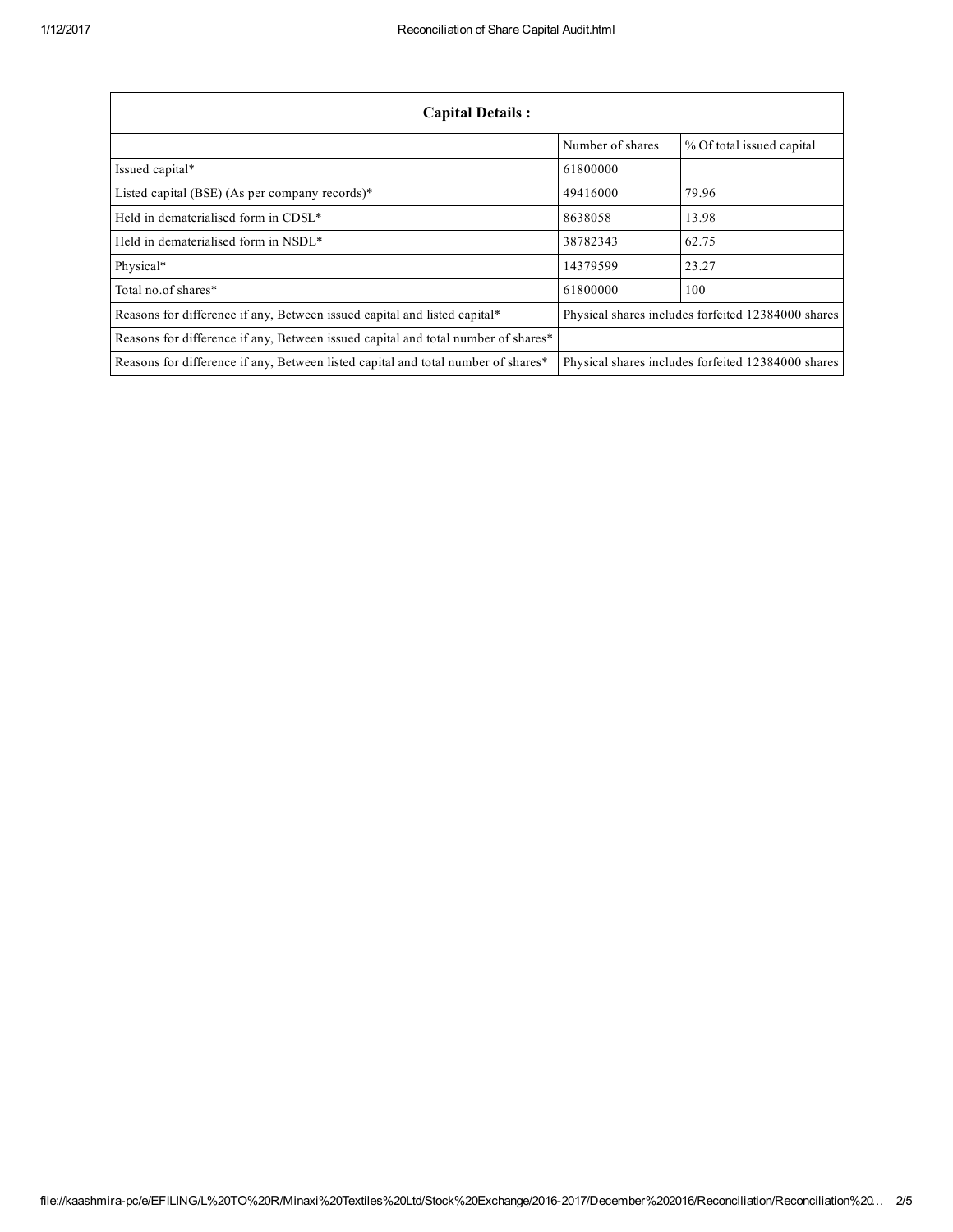| Capital Details : | | |
|---|---|---|
| | Number of shares | % Of total issued capital |
| Issued capital* | 61800000 | |
| Listed capital (BSE) (As per company records)* | 49416000 | 79.96 |
| Held in dematerialised form in CDSL* | 8638058 | 13.98 |
| Held in dematerialised form in NSDL* | 38782343 | 62.75 |
| Physical* | 14379599 | 23.27 |
| Total no.of shares* | 61800000 | 100 |
| Reasons for difference if any, Between issued capital and listed capital* | Physical shares includes forfeited 12384000 shares | |
| Reasons for difference if any, Between issued capital and total number of shares* | | |
| Reasons for difference if any, Between listed capital and total number of shares* | Physical shares includes forfeited 12384000 shares | |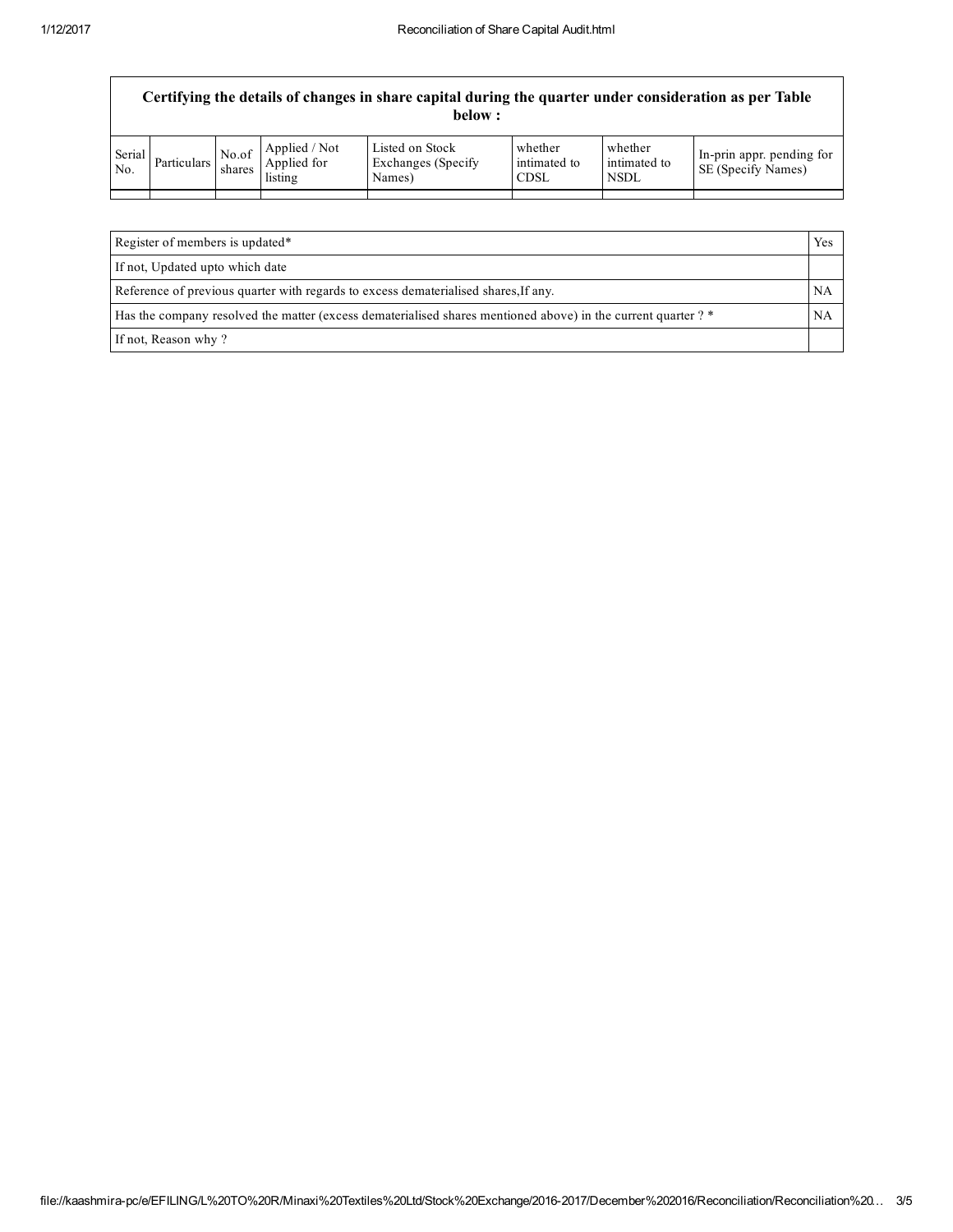**Certifying the details of changes in share capital during the quarter under consideration as per Table below :**

| Serial No. | Particulars | No.of shares | Applied / Not Applied for listing | Listed on Stock Exchanges (Specify Names) | whether intimated to CDSL | whether intimated to NSDL | In-prin appr. pending for SE (Specify Names) |
|---|---|---|---|---|---|---|---|
| | | | | | | | |

| | |
|---|---|
| Register of members is updated* | Yes |
| If not, Updated upto which date | |
| Reference of previous quarter with regards to excess dematerialised shares,If any. | NA |
| Has the company resolved the matter (excess dematerialised shares mentioned above) in the current quarter ? * | NA |
| If not, Reason why ? | |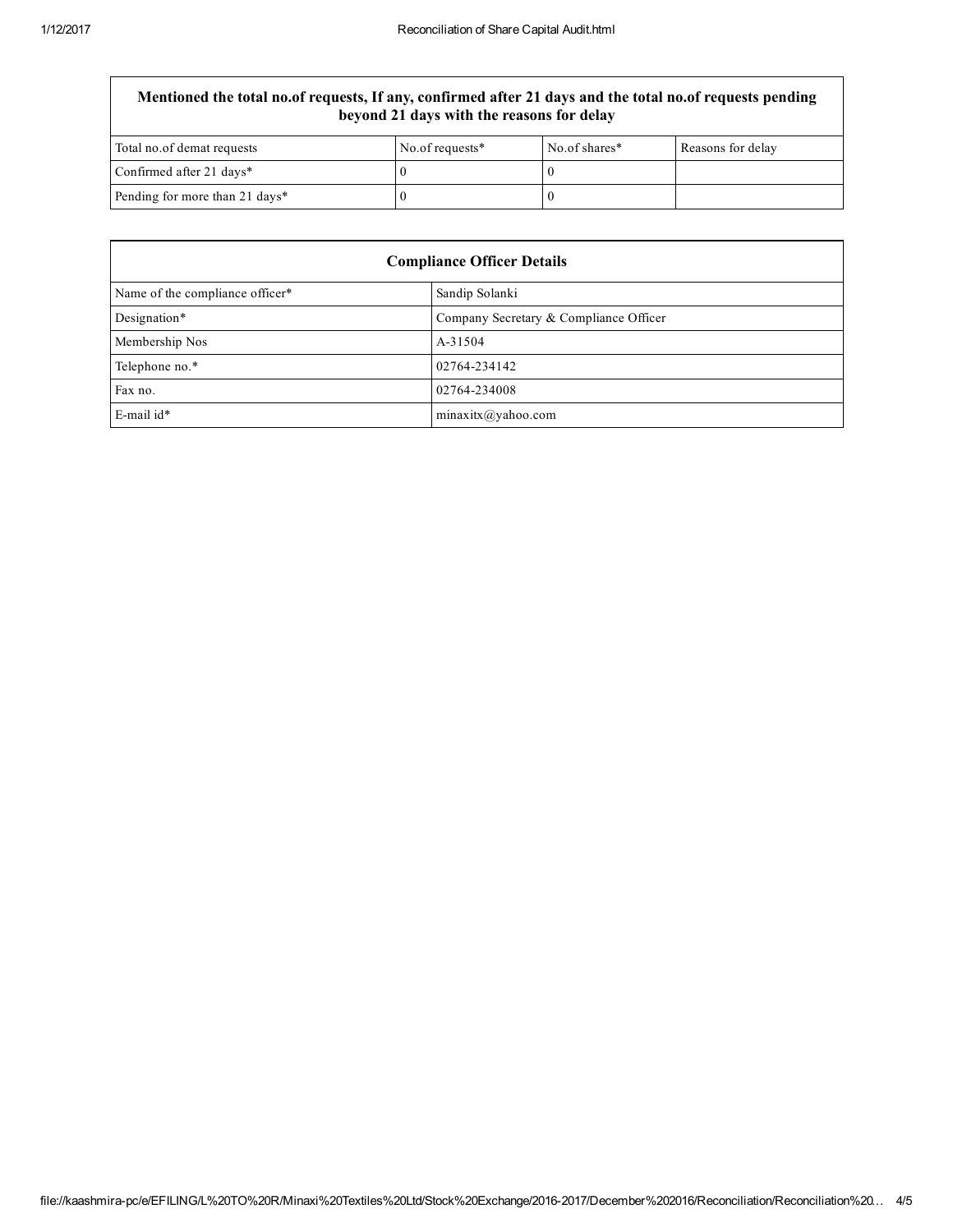| Mentioned the total no.of requests, If any, confirmed after 21 days and the total no.of requests pending beyond 21 days with the reasons for delay | | | |
|---|---|---|---|
| Total no.of demat requests | No.of requests* | No.of shares* | Reasons for delay |
| Confirmed after 21 days* | 0 | 0 | |
| Pending for more than 21 days* | 0 | 0 | |

| Compliance Officer Details | |
|---|---|
| Name of the compliance officer* | Sandip Solanki |
| Designation* | Company Secretary & Compliance Officer |
| Membership Nos | A-31504 |
| Telephone no.* | 02764-234142 |
| Fax no. | 02764-234008 |
| E-mail id* | minaxitx@yahoo.com |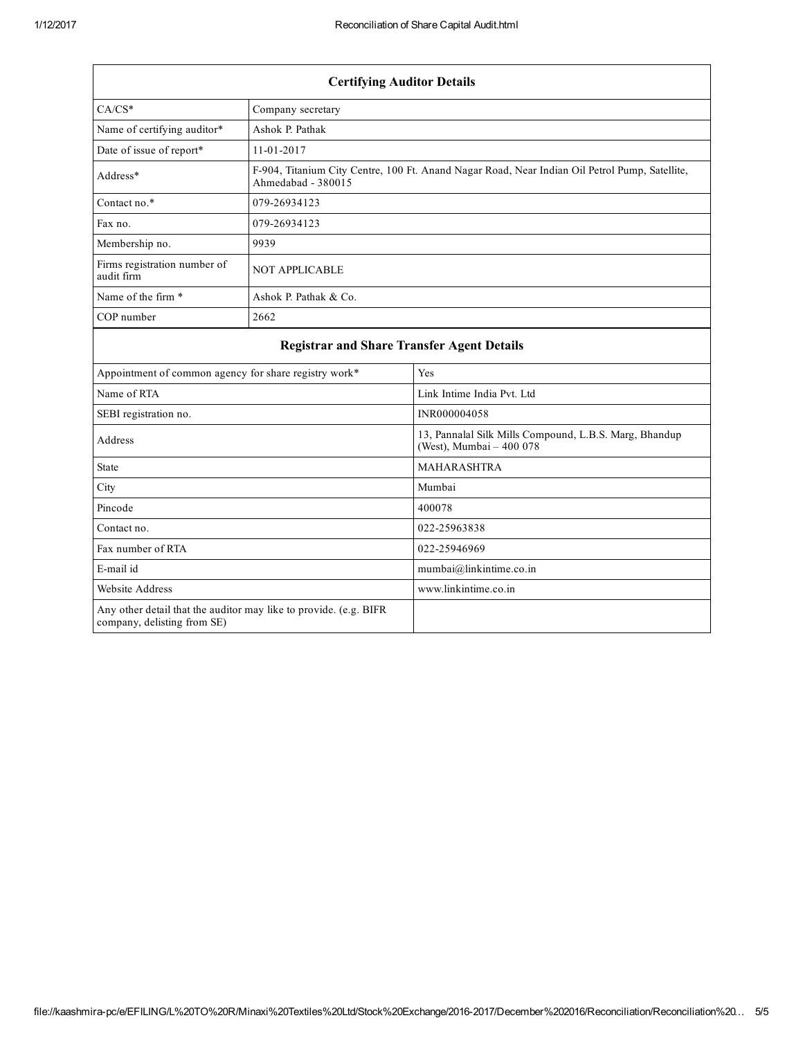## Certifying Auditor Details

| | |
|---|---|
| CA/CS* | Company secretary |
| Name of certifying auditor* | Ashok P. Pathak |
| Date of issue of report* | 11-01-2017 |
| Address* | F-904, Titanium City Centre, 100 Ft. Anand Nagar Road, Near Indian Oil Petrol Pump, Satellite, Ahmedabad - 380015 |
| Contact no.* | 079-26934123 |
| Fax no. | 079-26934123 |
| Membership no. | 9939 |
| Firms registration number of audit firm | NOT APPLICABLE |
| Name of the firm * | Ashok P. Pathak & Co. |
| COP number | 2662 |

## Registrar and Share Transfer Agent Details

| | |
|---|---|
| Appointment of common agency for share registry work* | Yes |
| Name of RTA | Link Intime India Pvt. Ltd |
| SEBI registration no. | INR000004058 |
| Address | 13, Pannalal Silk Mills Compound, L.B.S. Marg, Bhandup (West), Mumbai – 400 078 |
| State | MAHARASHTRA |
| City | Mumbai |
| Pincode | 400078 |
| Contact no. | 022-25963838 |
| Fax number of RTA | 022-25946969 |
| E-mail id | mumbai@linkintime.co.in |
| Website Address | www.linkintime.co.in |
| Any other detail that the auditor may like to provide. (e.g. BIFR company, delisting from SE) | |